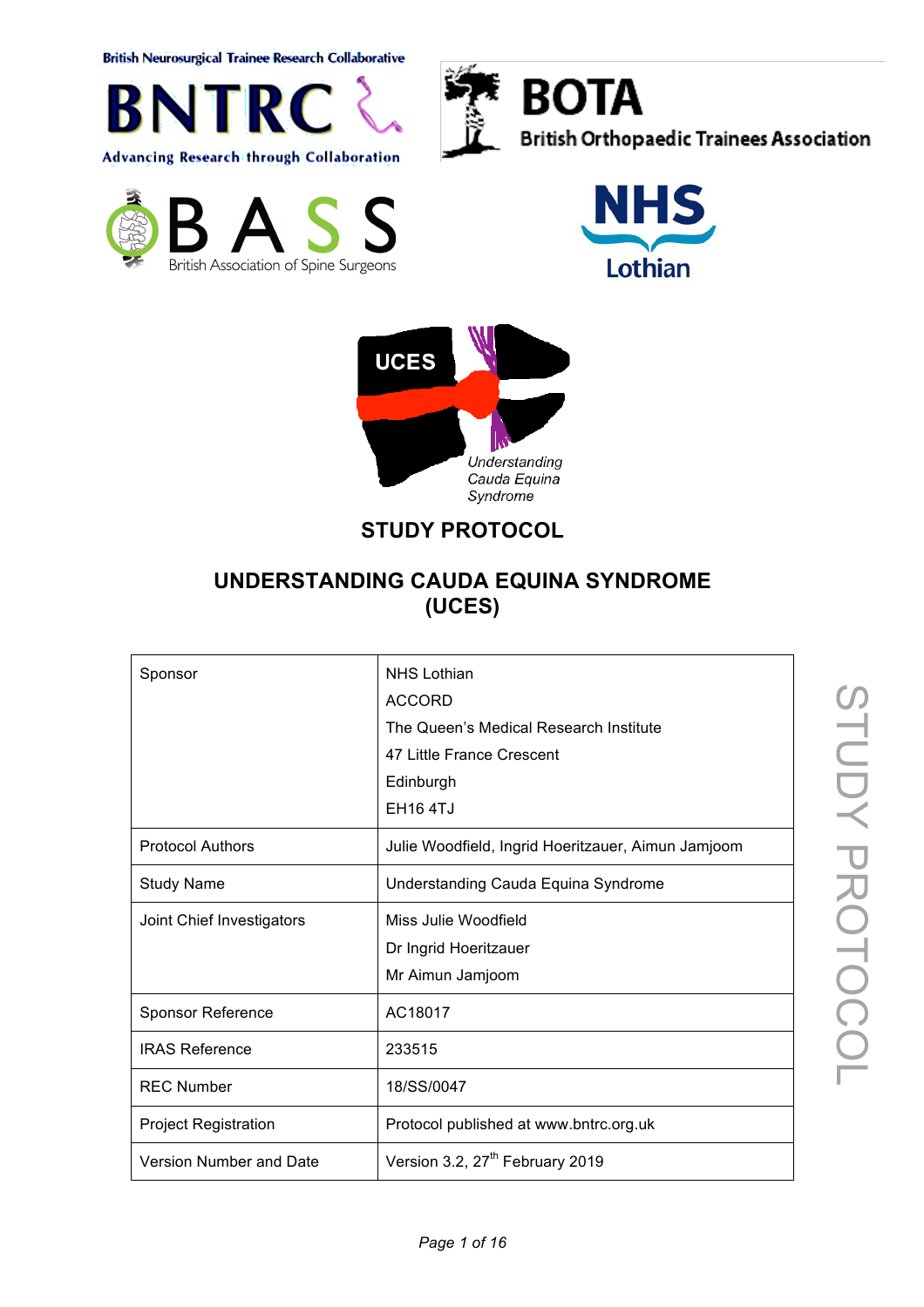British Neurosurgical Trainee Research Collaborative

BNTRC

Advancing Research through Collaboration

BOTA

British Orthopaedic Trainees Association

BASS

British Association of Spine Surgeons

NHS Lothian

UCES

*Understanding Cauda Equina Syndrome*

# STUDY PROTOCOL

# UNDERSTANDING CAUDA EQUINA SYNDROME (UCES)

| | |
|---|---|
| Sponsor | NHS Lothian<br>ACCORD<br>The Queen's Medical Research Institute<br>47 Little France Crescent<br>Edinburgh<br>EH16 4TJ |
| Protocol Authors | Julie Woodfield, Ingrid Hoeritzauer, Aimun Jamjoom |
| Study Name | Understanding Cauda Equina Syndrome |
| Joint Chief Investigators | Miss Julie Woodfield<br>Dr Ingrid Hoeritzauer<br>Mr Aimun Jamjoom |
| Sponsor Reference | AC18017 |
| IRAS Reference | 233515 |
| REC Number | 18/SS/0047 |
| Project Registration | Protocol published at www.bntrc.org.uk |
| Version Number and Date | Version 3.2, 27th February 2019 |

STUDY PROTOCOL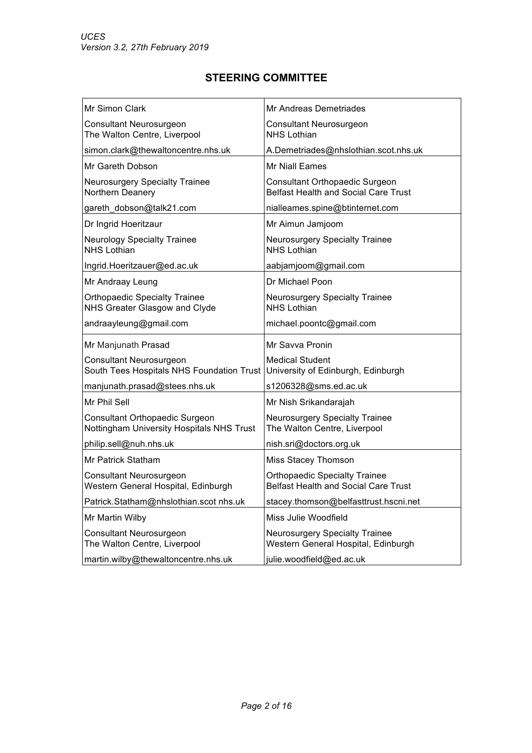## STEERING COMMITTEE

| | |
|---|---|
| Mr Simon Clark<br>Consultant Neurosurgeon<br>The Walton Centre, Liverpool<br>simon.clark@thewaltoncentre.nhs.uk | Mr Andreas Demetriades<br>Consultant Neurosurgeon<br>NHS Lothian<br>A.Demetriades@nhslothian.scot.nhs.uk |
| Mr Gareth Dobson<br>Neurosurgery Specialty Trainee<br>Northern Deanery<br>gareth_dobson@talk21.com | Mr Niall Eames<br>Consultant Orthopaedic Surgeon<br>Belfast Health and Social Care Trust<br>nialleames.spine@btinternet.com |
| Dr Ingrid Hoeritzaur<br>Neurology Specialty Trainee<br>NHS Lothian<br>Ingrid.Hoeritzauer@ed.ac.uk | Mr Aimun Jamjoom<br>Neurosurgery Specialty Trainee<br>NHS Lothian<br>aabjamjoom@gmail.com |
| Mr Andraay Leung<br>Orthopaedic Specialty Trainee<br>NHS Greater Glasgow and Clyde<br>andraayleung@gmail.com | Dr Michael Poon<br>Neurosurgery Specialty Trainee<br>NHS Lothian<br>michael.poontc@gmail.com |
| Mr Manjunath Prasad<br>Consultant Neurosurgeon<br>South Tees Hospitals NHS Foundation Trust<br>manjunath.prasad@stees.nhs.uk | Mr Savva Pronin<br>Medical Student<br>University of Edinburgh, Edinburgh<br>s1206328@sms.ed.ac.uk |
| Mr Phil Sell<br>Consultant Orthopaedic Surgeon<br>Nottingham University Hospitals NHS Trust<br>philip.sell@nuh.nhs.uk | Mr Nish Srikandarajah<br>Neurosurgery Specialty Trainee<br>The Walton Centre, Liverpool<br>nish.sri@doctors.org.uk |
| Mr Patrick Statham<br>Consultant Neurosurgeon<br>Western General Hospital, Edinburgh<br>Patrick.Statham@nhslothian.scot nhs.uk | Miss Stacey Thomson<br>Orthopaedic Specialty Trainee<br>Belfast Health and Social Care Trust<br>stacey.thomson@belfasttrust.hscni.net |
| Mr Martin Wilby<br>Consultant Neurosurgeon<br>The Walton Centre, Liverpool<br>martin.wilby@thewaltoncentre.nhs.uk | Miss Julie Woodfield<br>Neurosurgery Specialty Trainee<br>Western General Hospital, Edinburgh<br>julie.woodfield@ed.ac.uk |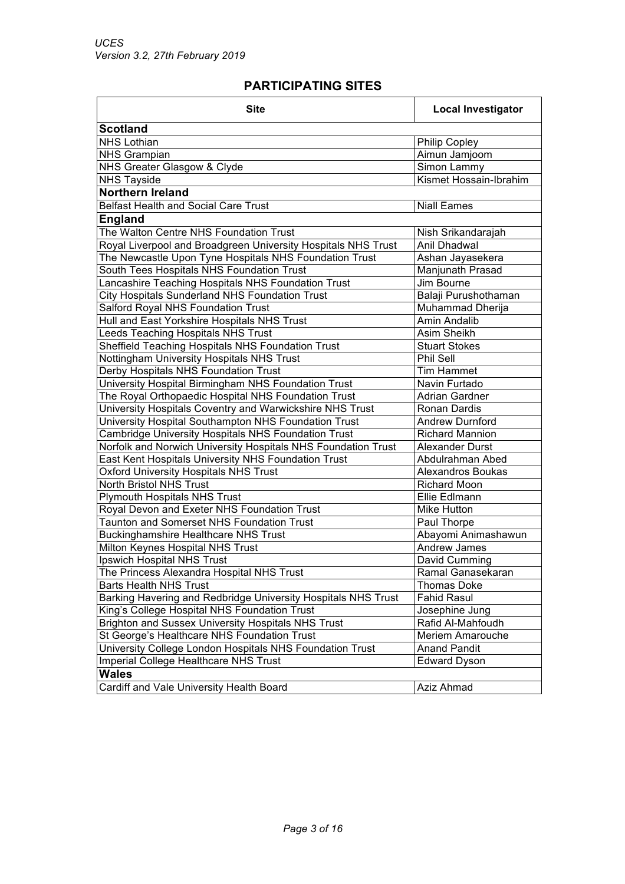## PARTICIPATING SITES

| Site | Local Investigator |
|---|---|
| **Scotland** | |
| NHS Lothian | Philip Copley |
| NHS Grampian | Aimun Jamjoom |
| NHS Greater Glasgow & Clyde | Simon Lammy |
| NHS Tayside | Kismet Hossain-Ibrahim |
| **Northern Ireland** | |
| Belfast Health and Social Care Trust | Niall Eames |
| **England** | |
| The Walton Centre NHS Foundation Trust | Nish Srikandarajah |
| Royal Liverpool and Broadgreen University Hospitals NHS Trust | Anil Dhadwal |
| The Newcastle Upon Tyne Hospitals NHS Foundation Trust | Ashan Jayasekera |
| South Tees Hospitals NHS Foundation Trust | Manjunath Prasad |
| Lancashire Teaching Hospitals NHS Foundation Trust | Jim Bourne |
| City Hospitals Sunderland NHS Foundation Trust | Balaji Purushothaman |
| Salford Royal NHS Foundation Trust | Muhammad Dherija |
| Hull and East Yorkshire Hospitals NHS Trust | Amin Andalib |
| Leeds Teaching Hospitals NHS Trust | Asim Sheikh |
| Sheffield Teaching Hospitals NHS Foundation Trust | Stuart Stokes |
| Nottingham University Hospitals NHS Trust | Phil Sell |
| Derby Hospitals NHS Foundation Trust | Tim Hammet |
| University Hospital Birmingham NHS Foundation Trust | Navin Furtado |
| The Royal Orthopaedic Hospital NHS Foundation Trust | Adrian Gardner |
| University Hospitals Coventry and Warwickshire NHS Trust | Ronan Dardis |
| University Hospital Southampton NHS Foundation Trust | Andrew Durnford |
| Cambridge University Hospitals NHS Foundation Trust | Richard Mannion |
| Norfolk and Norwich University Hospitals NHS Foundation Trust | Alexander Durst |
| East Kent Hospitals University NHS Foundation Trust | Abdulrahman Abed |
| Oxford University Hospitals NHS Trust | Alexandros Boukas |
| North Bristol NHS Trust | Richard Moon |
| Plymouth Hospitals NHS Trust | Ellie Edlmann |
| Royal Devon and Exeter NHS Foundation Trust | Mike Hutton |
| Taunton and Somerset NHS Foundation Trust | Paul Thorpe |
| Buckinghamshire Healthcare NHS Trust | Abayomi Animashawun |
| Milton Keynes Hospital NHS Trust | Andrew James |
| Ipswich Hospital NHS Trust | David Cumming |
| The Princess Alexandra Hospital NHS Trust | Ramal Ganasekaran |
| Barts Health NHS Trust | Thomas Doke |
| Barking Havering and Redbridge University Hospitals NHS Trust | Fahid Rasul |
| King's College Hospital NHS Foundation Trust | Josephine Jung |
| Brighton and Sussex University Hospitals NHS Trust | Rafid Al-Mahfoudh |
| St George's Healthcare NHS Foundation Trust | Meriem Amarouche |
| University College London Hospitals NHS Foundation Trust | Anand Pandit |
| Imperial College Healthcare NHS Trust | Edward Dyson |
| **Wales** | |
| Cardiff and Vale University Health Board | Aziz Ahmad |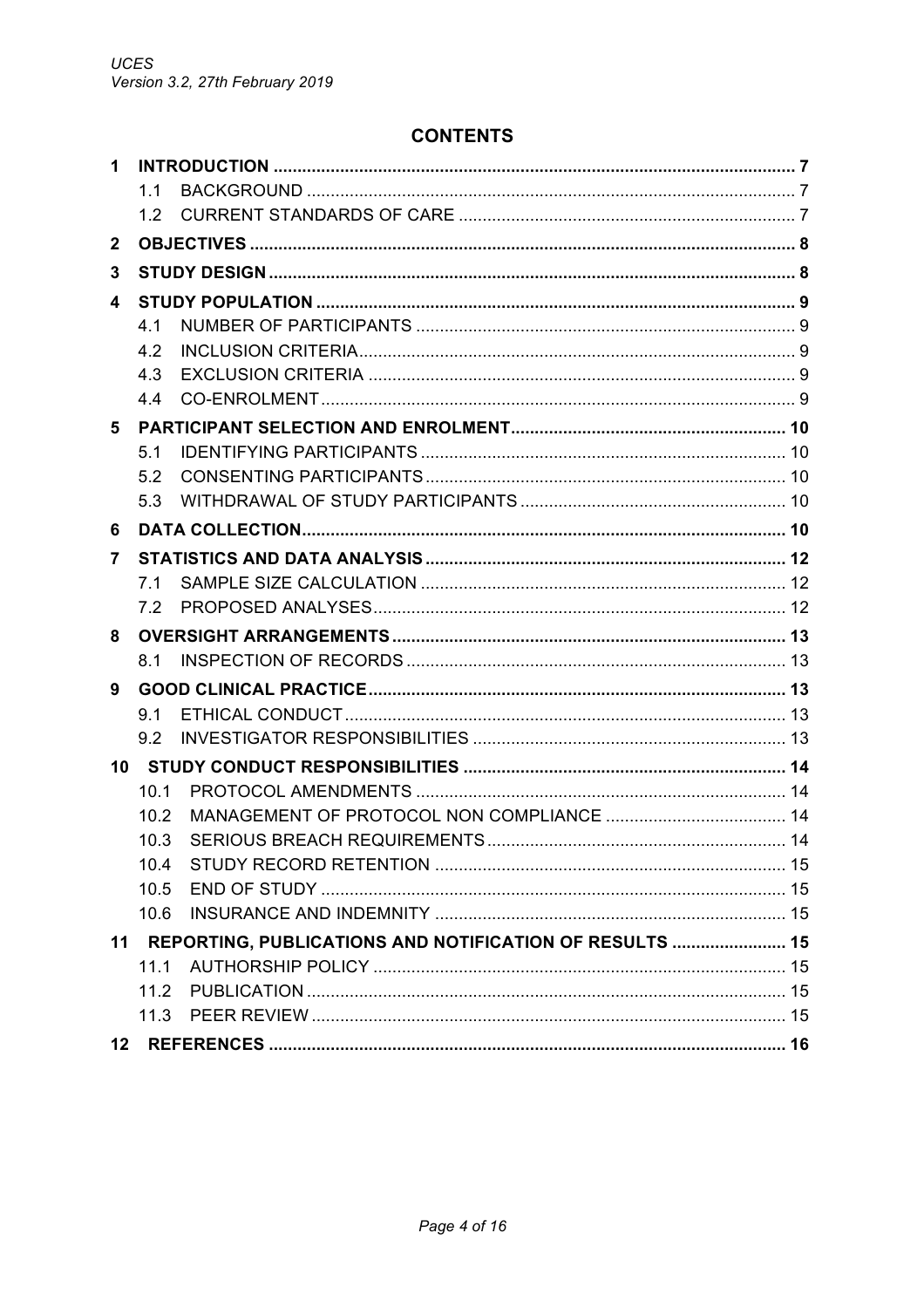## CONTENTS

| | | |
|---|---|---|
| **1** | **INTRODUCTION** | **7** |
| 1.1 | BACKGROUND | 7 |
| 1.2 | CURRENT STANDARDS OF CARE | 7 |
| **2** | **OBJECTIVES** | **8** |
| **3** | **STUDY DESIGN** | **8** |
| **4** | **STUDY POPULATION** | **9** |
| 4.1 | NUMBER OF PARTICIPANTS | 9 |
| 4.2 | INCLUSION CRITERIA | 9 |
| 4.3 | EXCLUSION CRITERIA | 9 |
| 4.4 | CO-ENROLMENT | 9 |
| **5** | **PARTICIPANT SELECTION AND ENROLMENT** | **10** |
| 5.1 | IDENTIFYING PARTICIPANTS | 10 |
| 5.2 | CONSENTING PARTICIPANTS | 10 |
| 5.3 | WITHDRAWAL OF STUDY PARTICIPANTS | 10 |
| **6** | **DATA COLLECTION** | **10** |
| **7** | **STATISTICS AND DATA ANALYSIS** | **12** |
| 7.1 | SAMPLE SIZE CALCULATION | 12 |
| 7.2 | PROPOSED ANALYSES | 12 |
| **8** | **OVERSIGHT ARRANGEMENTS** | **13** |
| 8.1 | INSPECTION OF RECORDS | 13 |
| **9** | **GOOD CLINICAL PRACTICE** | **13** |
| 9.1 | ETHICAL CONDUCT | 13 |
| 9.2 | INVESTIGATOR RESPONSIBILITIES | 13 |
| **10** | **STUDY CONDUCT RESPONSIBILITIES** | **14** |
| 10.1 | PROTOCOL AMENDMENTS | 14 |
| 10.2 | MANAGEMENT OF PROTOCOL NON COMPLIANCE | 14 |
| 10.3 | SERIOUS BREACH REQUIREMENTS | 14 |
| 10.4 | STUDY RECORD RETENTION | 15 |
| 10.5 | END OF STUDY | 15 |
| 10.6 | INSURANCE AND INDEMNITY | 15 |
| **11** | **REPORTING, PUBLICATIONS AND NOTIFICATION OF RESULTS** | **15** |
| 11.1 | AUTHORSHIP POLICY | 15 |
| 11.2 | PUBLICATION | 15 |
| 11.3 | PEER REVIEW | 15 |
| **12** | **REFERENCES** | **16** |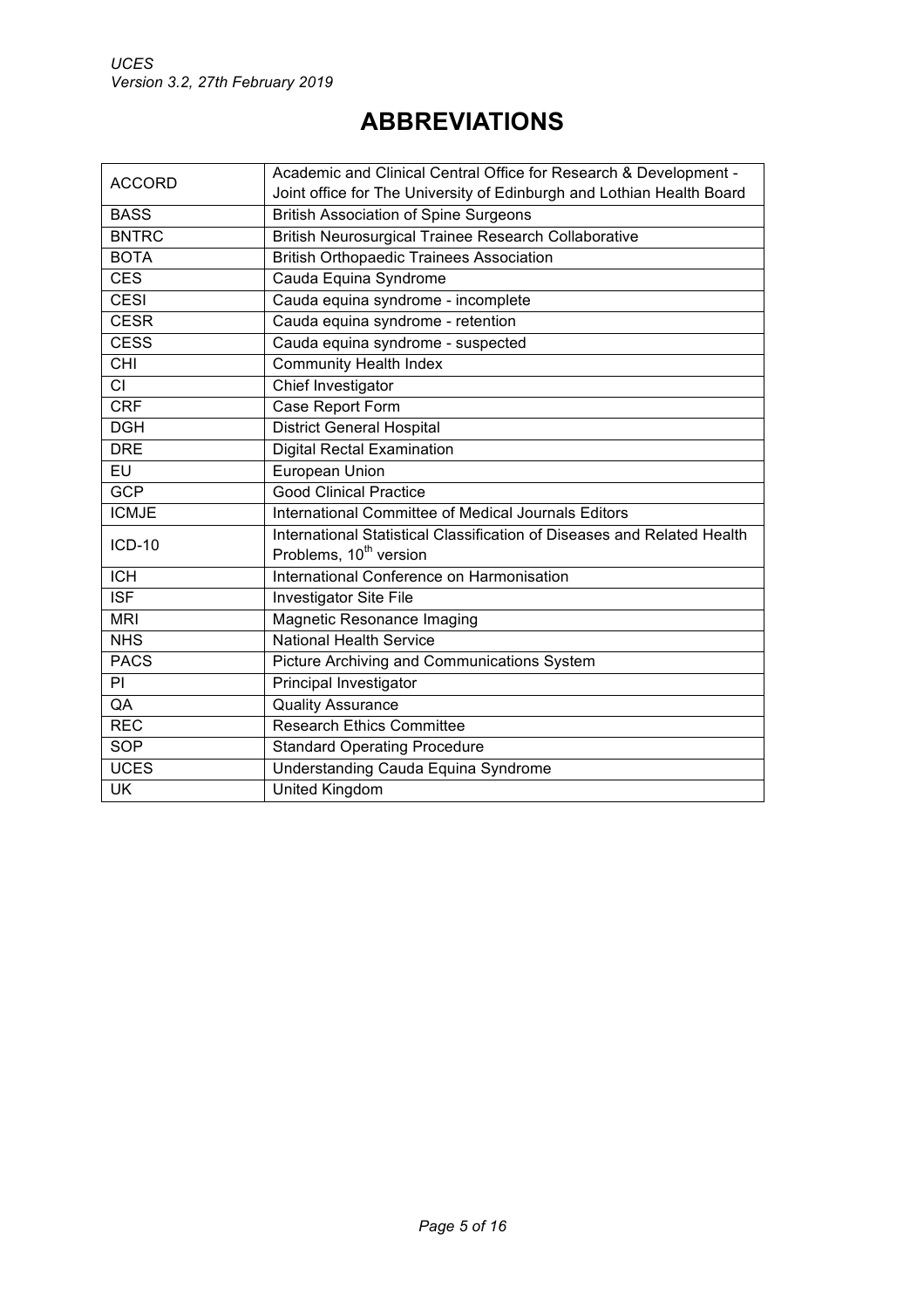# ABBREVIATIONS

| | |
|---|---|
| ACCORD | Academic and Clinical Central Office for Research & Development - Joint office for The University of Edinburgh and Lothian Health Board |
| BASS | British Association of Spine Surgeons |
| BNTRC | British Neurosurgical Trainee Research Collaborative |
| BOTA | British Orthopaedic Trainees Association |
| CES | Cauda Equina Syndrome |
| CESI | Cauda equina syndrome - incomplete |
| CESR | Cauda equina syndrome - retention |
| CESS | Cauda equina syndrome - suspected |
| CHI | Community Health Index |
| CI | Chief Investigator |
| CRF | Case Report Form |
| DGH | District General Hospital |
| DRE | Digital Rectal Examination |
| EU | European Union |
| GCP | Good Clinical Practice |
| ICMJE | International Committee of Medical Journals Editors |
| ICD-10 | International Statistical Classification of Diseases and Related Health Problems, 10th version |
| ICH | International Conference on Harmonisation |
| ISF | Investigator Site File |
| MRI | Magnetic Resonance Imaging |
| NHS | National Health Service |
| PACS | Picture Archiving and Communications System |
| PI | Principal Investigator |
| QA | Quality Assurance |
| REC | Research Ethics Committee |
| SOP | Standard Operating Procedure |
| UCES | Understanding Cauda Equina Syndrome |
| UK | United Kingdom |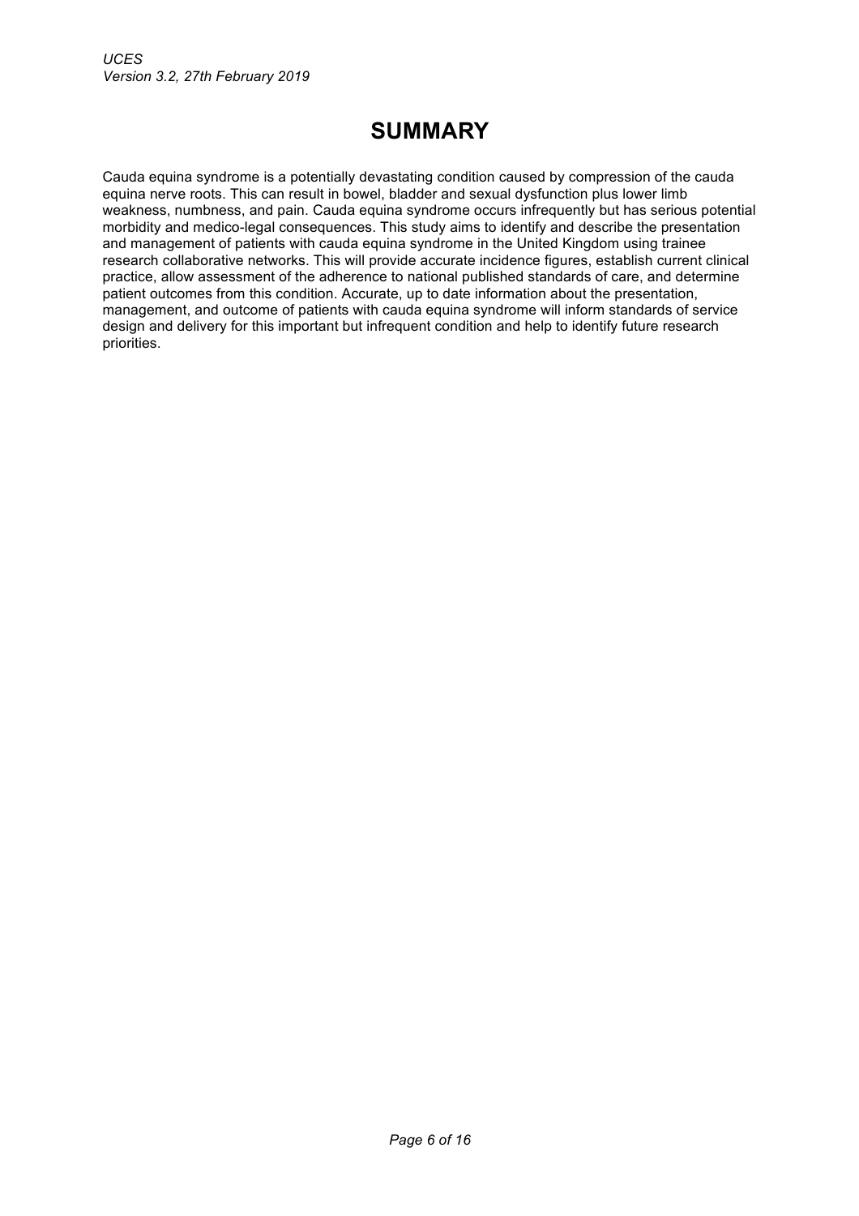# SUMMARY

Cauda equina syndrome is a potentially devastating condition caused by compression of the cauda equina nerve roots. This can result in bowel, bladder and sexual dysfunction plus lower limb weakness, numbness, and pain. Cauda equina syndrome occurs infrequently but has serious potential morbidity and medico-legal consequences. This study aims to identify and describe the presentation and management of patients with cauda equina syndrome in the United Kingdom using trainee research collaborative networks. This will provide accurate incidence figures, establish current clinical practice, allow assessment of the adherence to national published standards of care, and determine patient outcomes from this condition. Accurate, up to date information about the presentation, management, and outcome of patients with cauda equina syndrome will inform standards of service design and delivery for this important but infrequent condition and help to identify future research priorities.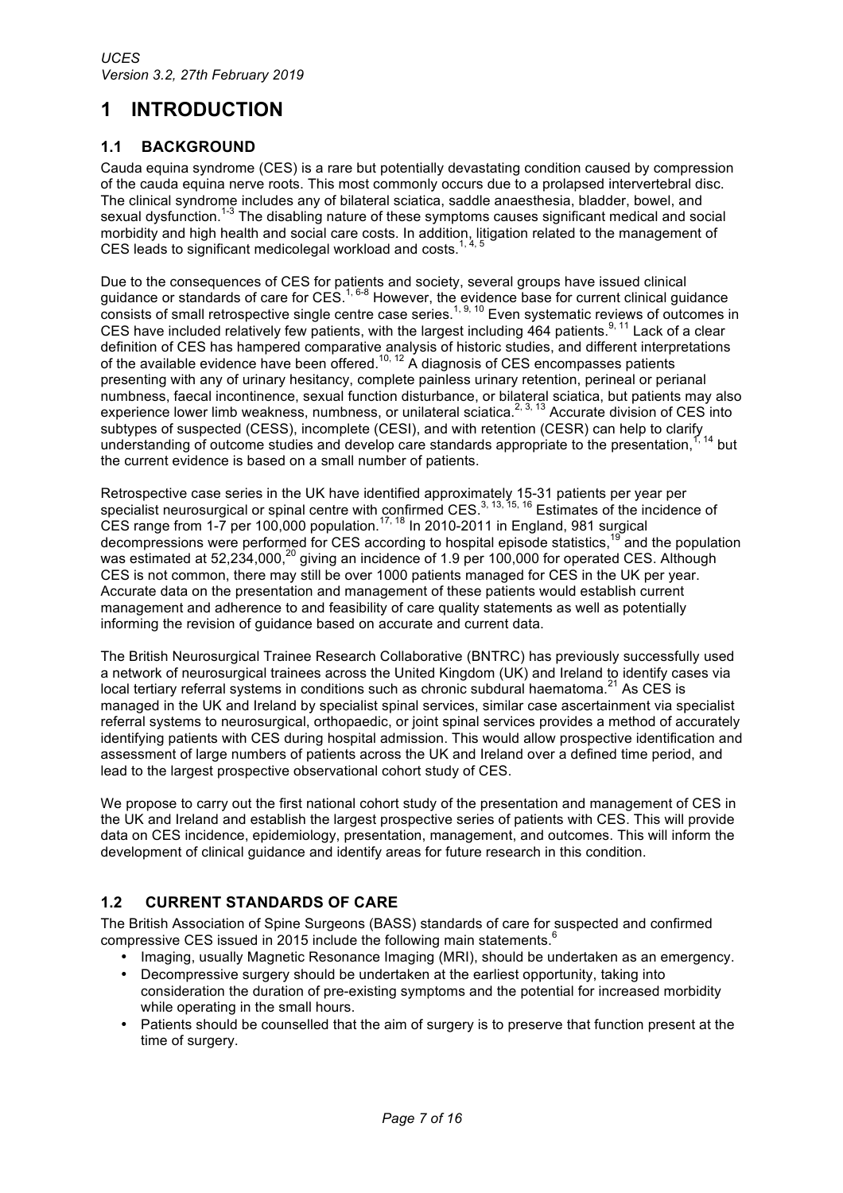# 1 INTRODUCTION

## 1.1 BACKGROUND

Cauda equina syndrome (CES) is a rare but potentially devastating condition caused by compression of the cauda equina nerve roots. This most commonly occurs due to a prolapsed intervertebral disc. The clinical syndrome includes any of bilateral sciatica, saddle anaesthesia, bladder, bowel, and sexual dysfunction.[1-3] The disabling nature of these symptoms causes significant medical and social morbidity and high health and social care costs. In addition, litigation related to the management of CES leads to significant medicolegal workload and costs.[1, 4, 5]

Due to the consequences of CES for patients and society, several groups have issued clinical guidance or standards of care for CES.[1, 6-8] However, the evidence base for current clinical guidance consists of small retrospective single centre case series.[1, 9, 10] Even systematic reviews of outcomes in CES have included relatively few patients, with the largest including 464 patients.[9, 11] Lack of a clear definition of CES has hampered comparative analysis of historic studies, and different interpretations of the available evidence have been offered.[10, 12] A diagnosis of CES encompasses patients presenting with any of urinary hesitancy, complete painless urinary retention, perineal or perianal numbness, faecal incontinence, sexual function disturbance, or bilateral sciatica, but patients may also experience lower limb weakness, numbness, or unilateral sciatica.[2, 3, 13] Accurate division of CES into subtypes of suspected (CESS), incomplete (CESI), and with retention (CESR) can help to clarify understanding of outcome studies and develop care standards appropriate to the presentation,[1, 14] but the current evidence is based on a small number of patients.

Retrospective case series in the UK have identified approximately 15-31 patients per year per specialist neurosurgical or spinal centre with confirmed CES.[3, 13, 15, 16] Estimates of the incidence of CES range from 1-7 per 100,000 population.[17, 18] In 2010-2011 in England, 981 surgical decompressions were performed for CES according to hospital episode statistics,[19] and the population was estimated at 52,234,000,[20] giving an incidence of 1.9 per 100,000 for operated CES. Although CES is not common, there may still be over 1000 patients managed for CES in the UK per year. Accurate data on the presentation and management of these patients would establish current management and adherence to and feasibility of care quality statements as well as potentially informing the revision of guidance based on accurate and current data.

The British Neurosurgical Trainee Research Collaborative (BNTRC) has previously successfully used a network of neurosurgical trainees across the United Kingdom (UK) and Ireland to identify cases via local tertiary referral systems in conditions such as chronic subdural haematoma.[21] As CES is managed in the UK and Ireland by specialist spinal services, similar case ascertainment via specialist referral systems to neurosurgical, orthopaedic, or joint spinal services provides a method of accurately identifying patients with CES during hospital admission. This would allow prospective identification and assessment of large numbers of patients across the UK and Ireland over a defined time period, and lead to the largest prospective observational cohort study of CES.

We propose to carry out the first national cohort study of the presentation and management of CES in the UK and Ireland and establish the largest prospective series of patients with CES. This will provide data on CES incidence, epidemiology, presentation, management, and outcomes. This will inform the development of clinical guidance and identify areas for future research in this condition.

## 1.2 CURRENT STANDARDS OF CARE

The British Association of Spine Surgeons (BASS) standards of care for suspected and confirmed compressive CES issued in 2015 include the following main statements.[6]

- Imaging, usually Magnetic Resonance Imaging (MRI), should be undertaken as an emergency.
- Decompressive surgery should be undertaken at the earliest opportunity, taking into consideration the duration of pre-existing symptoms and the potential for increased morbidity while operating in the small hours.
- Patients should be counselled that the aim of surgery is to preserve that function present at the time of surgery.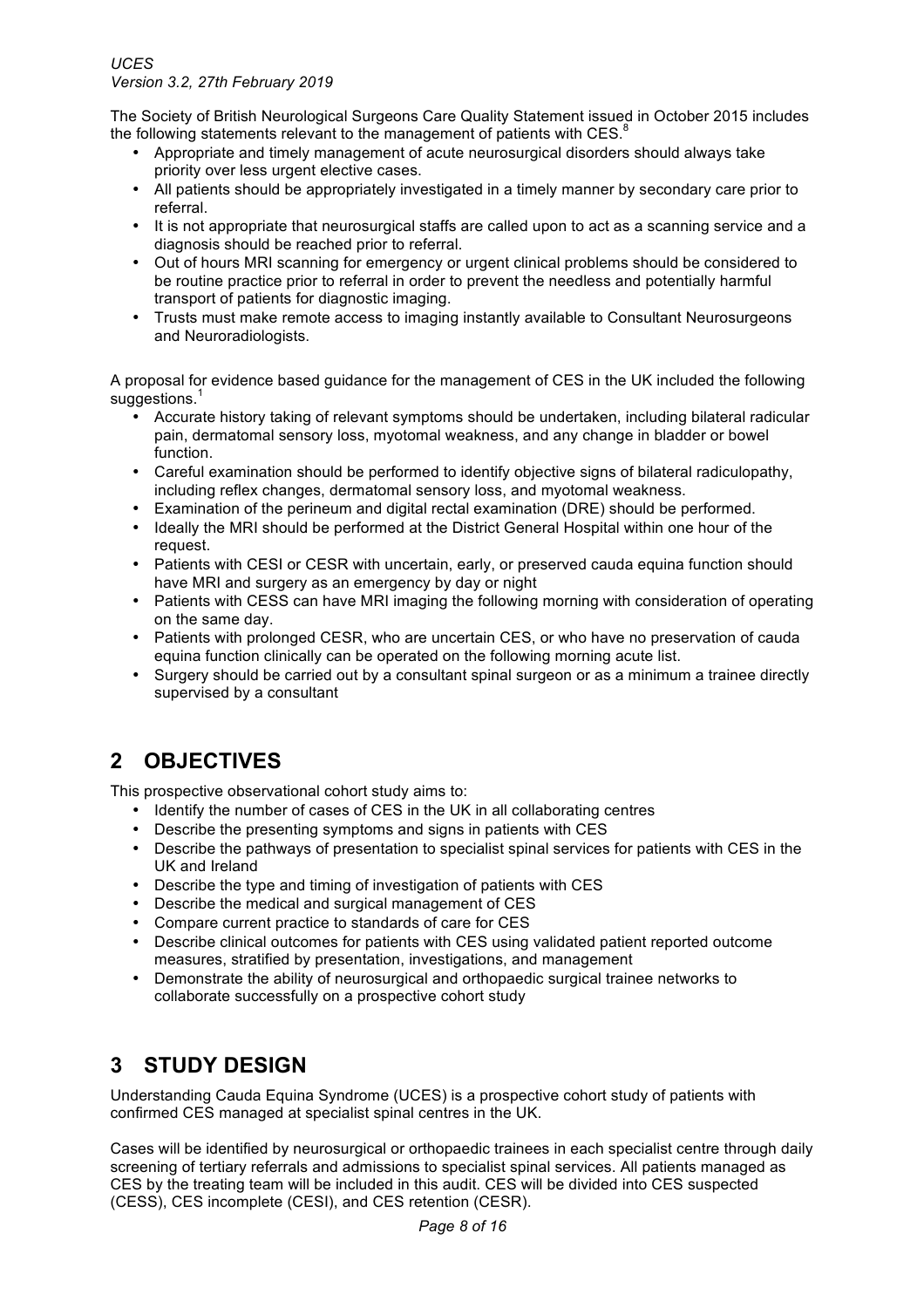The Society of British Neurological Surgeons Care Quality Statement issued in October 2015 includes the following statements relevant to the management of patients with CES.[8]

- Appropriate and timely management of acute neurosurgical disorders should always take priority over less urgent elective cases.
- All patients should be appropriately investigated in a timely manner by secondary care prior to referral.
- It is not appropriate that neurosurgical staffs are called upon to act as a scanning service and a diagnosis should be reached prior to referral.
- Out of hours MRI scanning for emergency or urgent clinical problems should be considered to be routine practice prior to referral in order to prevent the needless and potentially harmful transport of patients for diagnostic imaging.
- Trusts must make remote access to imaging instantly available to Consultant Neurosurgeons and Neuroradiologists.

A proposal for evidence based guidance for the management of CES in the UK included the following suggestions.[1]

- Accurate history taking of relevant symptoms should be undertaken, including bilateral radicular pain, dermatomal sensory loss, myotomal weakness, and any change in bladder or bowel function.
- Careful examination should be performed to identify objective signs of bilateral radiculopathy, including reflex changes, dermatomal sensory loss, and myotomal weakness.
- Examination of the perineum and digital rectal examination (DRE) should be performed.
- Ideally the MRI should be performed at the District General Hospital within one hour of the request.
- Patients with CESI or CESR with uncertain, early, or preserved cauda equina function should have MRI and surgery as an emergency by day or night
- Patients with CESS can have MRI imaging the following morning with consideration of operating on the same day.
- Patients with prolonged CESR, who are uncertain CES, or who have no preservation of cauda equina function clinically can be operated on the following morning acute list.
- Surgery should be carried out by a consultant spinal surgeon or as a minimum a trainee directly supervised by a consultant

# 2 OBJECTIVES

This prospective observational cohort study aims to:

- Identify the number of cases of CES in the UK in all collaborating centres
- Describe the presenting symptoms and signs in patients with CES
- Describe the pathways of presentation to specialist spinal services for patients with CES in the UK and Ireland
- Describe the type and timing of investigation of patients with CES
- Describe the medical and surgical management of CES
- Compare current practice to standards of care for CES
- Describe clinical outcomes for patients with CES using validated patient reported outcome measures, stratified by presentation, investigations, and management
- Demonstrate the ability of neurosurgical and orthopaedic surgical trainee networks to collaborate successfully on a prospective cohort study

# 3 STUDY DESIGN

Understanding Cauda Equina Syndrome (UCES) is a prospective cohort study of patients with confirmed CES managed at specialist spinal centres in the UK.

Cases will be identified by neurosurgical or orthopaedic trainees in each specialist centre through daily screening of tertiary referrals and admissions to specialist spinal services. All patients managed as CES by the treating team will be included in this audit. CES will be divided into CES suspected (CESS), CES incomplete (CESI), and CES retention (CESR).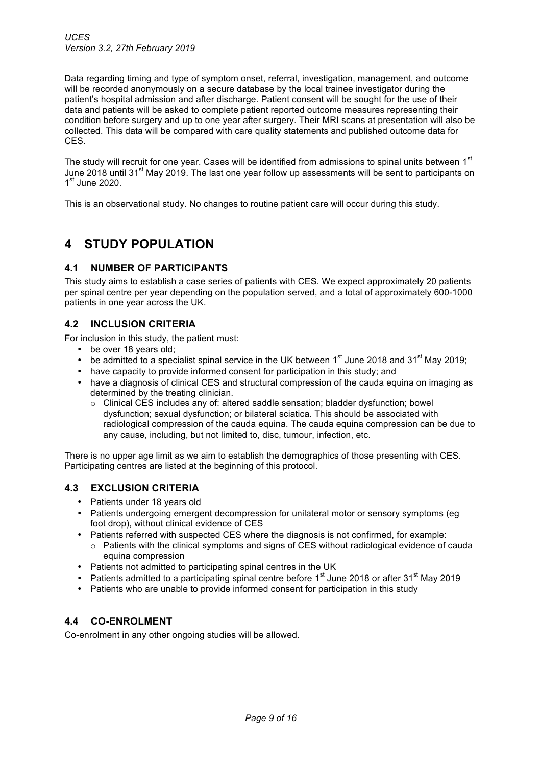Data regarding timing and type of symptom onset, referral, investigation, management, and outcome will be recorded anonymously on a secure database by the local trainee investigator during the patient's hospital admission and after discharge. Patient consent will be sought for the use of their data and patients will be asked to complete patient reported outcome measures representing their condition before surgery and up to one year after surgery. Their MRI scans at presentation will also be collected. This data will be compared with care quality statements and published outcome data for CES.

The study will recruit for one year. Cases will be identified from admissions to spinal units between 1st June 2018 until 31st May 2019. The last one year follow up assessments will be sent to participants on 1st June 2020.

This is an observational study. No changes to routine patient care will occur during this study.

# 4 STUDY POPULATION

## 4.1 NUMBER OF PARTICIPANTS

This study aims to establish a case series of patients with CES. We expect approximately 20 patients per spinal centre per year depending on the population served, and a total of approximately 600-1000 patients in one year across the UK.

## 4.2 INCLUSION CRITERIA

For inclusion in this study, the patient must:

- be over 18 years old;
- be admitted to a specialist spinal service in the UK between 1st June 2018 and 31st May 2019;
- have capacity to provide informed consent for participation in this study; and
- have a diagnosis of clinical CES and structural compression of the cauda equina on imaging as determined by the treating clinician.
  - Clinical CES includes any of: altered saddle sensation; bladder dysfunction; bowel dysfunction; sexual dysfunction; or bilateral sciatica. This should be associated with radiological compression of the cauda equina. The cauda equina compression can be due to any cause, including, but not limited to, disc, tumour, infection, etc.

There is no upper age limit as we aim to establish the demographics of those presenting with CES. Participating centres are listed at the beginning of this protocol.

## 4.3 EXCLUSION CRITERIA

- Patients under 18 years old
- Patients undergoing emergent decompression for unilateral motor or sensory symptoms (eg foot drop), without clinical evidence of CES
- Patients referred with suspected CES where the diagnosis is not confirmed, for example:
  - Patients with the clinical symptoms and signs of CES without radiological evidence of cauda equina compression
- Patients not admitted to participating spinal centres in the UK
- Patients admitted to a participating spinal centre before 1st June 2018 or after 31st May 2019
- Patients who are unable to provide informed consent for participation in this study

## 4.4 CO-ENROLMENT

Co-enrolment in any other ongoing studies will be allowed.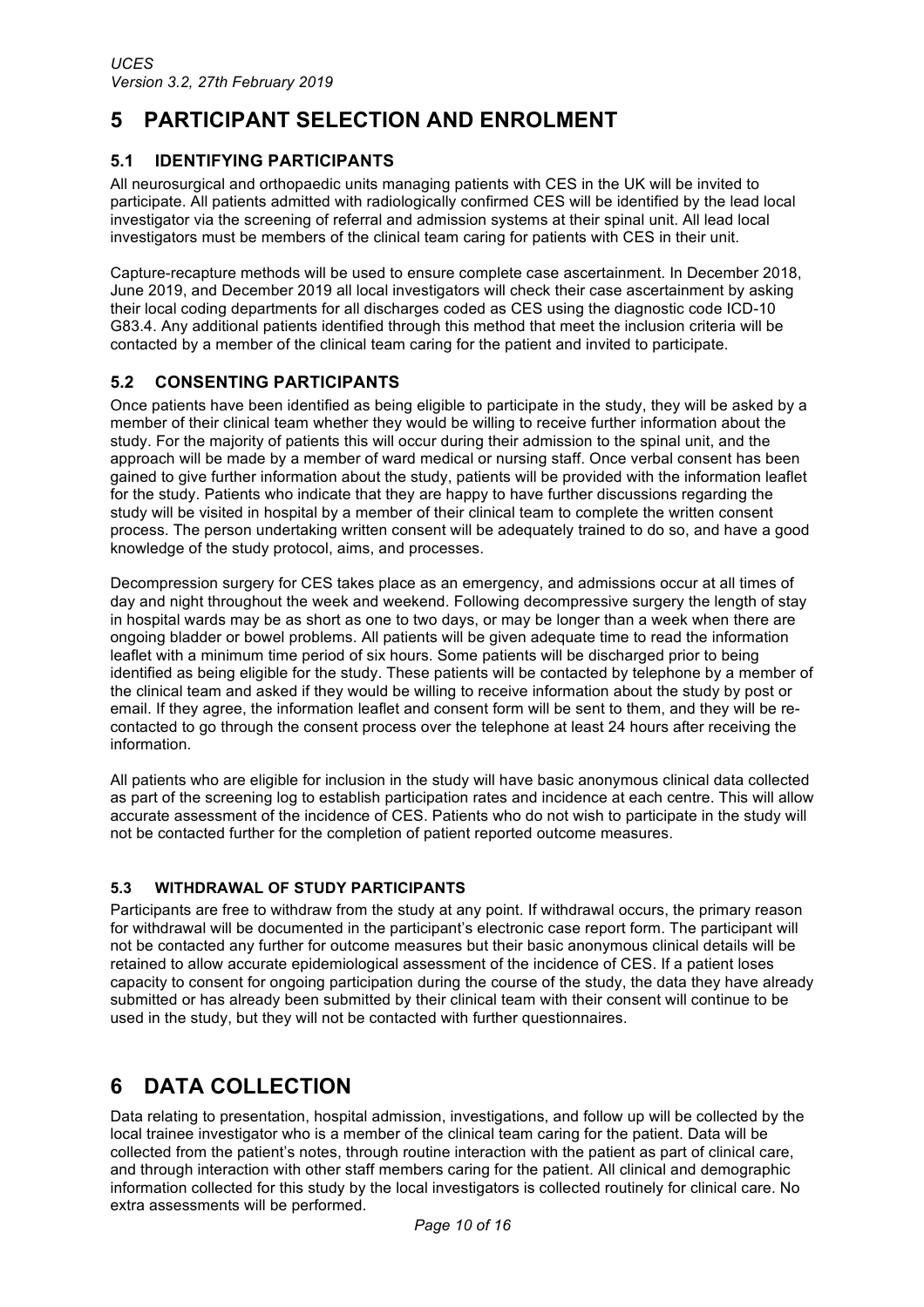# 5 PARTICIPANT SELECTION AND ENROLMENT

## 5.1 IDENTIFYING PARTICIPANTS

All neurosurgical and orthopaedic units managing patients with CES in the UK will be invited to participate. All patients admitted with radiologically confirmed CES will be identified by the lead local investigator via the screening of referral and admission systems at their spinal unit. All lead local investigators must be members of the clinical team caring for patients with CES in their unit.

Capture-recapture methods will be used to ensure complete case ascertainment. In December 2018, June 2019, and December 2019 all local investigators will check their case ascertainment by asking their local coding departments for all discharges coded as CES using the diagnostic code ICD-10 G83.4. Any additional patients identified through this method that meet the inclusion criteria will be contacted by a member of the clinical team caring for the patient and invited to participate.

## 5.2 CONSENTING PARTICIPANTS

Once patients have been identified as being eligible to participate in the study, they will be asked by a member of their clinical team whether they would be willing to receive further information about the study. For the majority of patients this will occur during their admission to the spinal unit, and the approach will be made by a member of ward medical or nursing staff. Once verbal consent has been gained to give further information about the study, patients will be provided with the information leaflet for the study. Patients who indicate that they are happy to have further discussions regarding the study will be visited in hospital by a member of their clinical team to complete the written consent process. The person undertaking written consent will be adequately trained to do so, and have a good knowledge of the study protocol, aims, and processes.

Decompression surgery for CES takes place as an emergency, and admissions occur at all times of day and night throughout the week and weekend. Following decompressive surgery the length of stay in hospital wards may be as short as one to two days, or may be longer than a week when there are ongoing bladder or bowel problems. All patients will be given adequate time to read the information leaflet with a minimum time period of six hours. Some patients will be discharged prior to being identified as being eligible for the study. These patients will be contacted by telephone by a member of the clinical team and asked if they would be willing to receive information about the study by post or email. If they agree, the information leaflet and consent form will be sent to them, and they will be re-contacted to go through the consent process over the telephone at least 24 hours after receiving the information.

All patients who are eligible for inclusion in the study will have basic anonymous clinical data collected as part of the screening log to establish participation rates and incidence at each centre. This will allow accurate assessment of the incidence of CES. Patients who do not wish to participate in the study will not be contacted further for the completion of patient reported outcome measures.

### 5.3 WITHDRAWAL OF STUDY PARTICIPANTS

Participants are free to withdraw from the study at any point. If withdrawal occurs, the primary reason for withdrawal will be documented in the participant's electronic case report form. The participant will not be contacted any further for outcome measures but their basic anonymous clinical details will be retained to allow accurate epidemiological assessment of the incidence of CES. If a patient loses capacity to consent for ongoing participation during the course of the study, the data they have already submitted or has already been submitted by their clinical team with their consent will continue to be used in the study, but they will not be contacted with further questionnaires.

# 6 DATA COLLECTION

Data relating to presentation, hospital admission, investigations, and follow up will be collected by the local trainee investigator who is a member of the clinical team caring for the patient. Data will be collected from the patient's notes, through routine interaction with the patient as part of clinical care, and through interaction with other staff members caring for the patient. All clinical and demographic information collected for this study by the local investigators is collected routinely for clinical care. No extra assessments will be performed.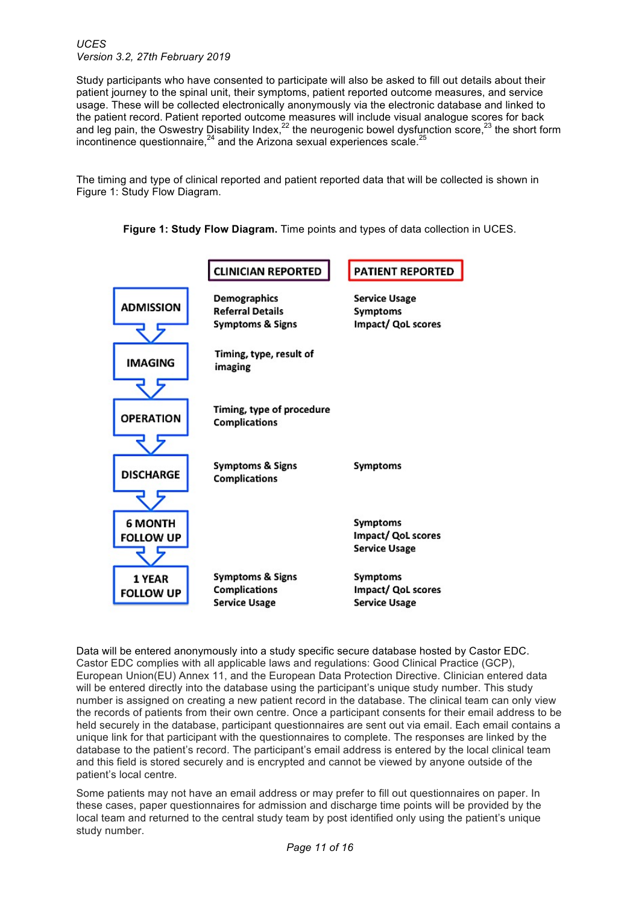Study participants who have consented to participate will also be asked to fill out details about their patient journey to the spinal unit, their symptoms, patient reported outcome measures, and service usage. These will be collected electronically anonymously via the electronic database and linked to the patient record. Patient reported outcome measures will include visual analogue scores for back and leg pain, the Oswestry Disability Index,[22] the neurogenic bowel dysfunction score,[23] the short form incontinence questionnaire,[24] and the Arizona sexual experiences scale.[25]

The timing and type of clinical reported and patient reported data that will be collected is shown in Figure 1: Study Flow Diagram.

**Figure 1: Study Flow Diagram.** Time points and types of data collection in UCES.

| | CLINICIAN REPORTED | PATIENT REPORTED |
|---|---|---|
| ADMISSION | Demographics<br>Referral Details<br>Symptoms & Signs | Service Usage<br>Symptoms<br>Impact/ QoL scores |
| IMAGING | Timing, type, result of imaging | |
| OPERATION | Timing, type of procedure<br>Complications | |
| DISCHARGE | Symptoms & Signs<br>Complications | Symptoms |
| 6 MONTH FOLLOW UP | | Symptoms<br>Impact/ QoL scores<br>Service Usage |
| 1 YEAR FOLLOW UP | Symptoms & Signs<br>Complications<br>Service Usage | Symptoms<br>Impact/ QoL scores<br>Service Usage |

Data will be entered anonymously into a study specific secure database hosted by Castor EDC. Castor EDC complies with all applicable laws and regulations: Good Clinical Practice (GCP), European Union(EU) Annex 11, and the European Data Protection Directive. Clinician entered data will be entered directly into the database using the participant's unique study number. This study number is assigned on creating a new patient record in the database. The clinical team can only view the records of patients from their own centre. Once a participant consents for their email address to be held securely in the database, participant questionnaires are sent out via email. Each email contains a unique link for that participant with the questionnaires to complete. The responses are linked by the database to the patient's record. The participant's email address is entered by the local clinical team and this field is stored securely and is encrypted and cannot be viewed by anyone outside of the patient's local centre.

Some patients may not have an email address or may prefer to fill out questionnaires on paper. In these cases, paper questionnaires for admission and discharge time points will be provided by the local team and returned to the central study team by post identified only using the patient's unique study number.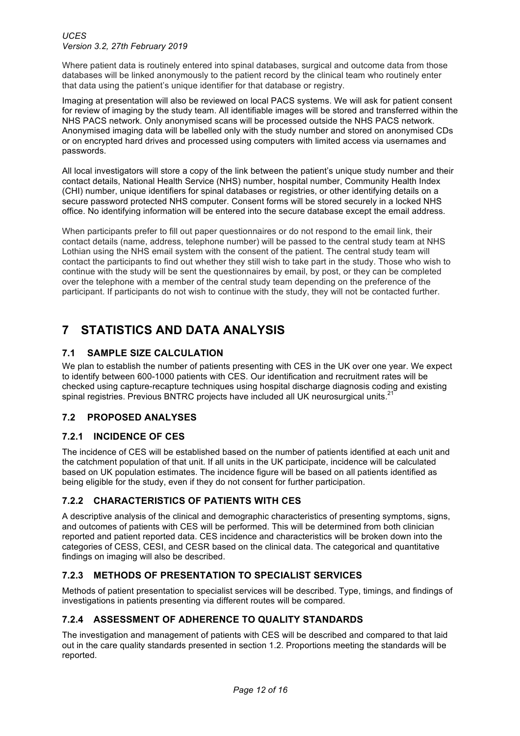Where patient data is routinely entered into spinal databases, surgical and outcome data from those databases will be linked anonymously to the patient record by the clinical team who routinely enter that data using the patient's unique identifier for that database or registry.

Imaging at presentation will also be reviewed on local PACS systems. We will ask for patient consent for review of imaging by the study team. All identifiable images will be stored and transferred within the NHS PACS network. Only anonymised scans will be processed outside the NHS PACS network. Anonymised imaging data will be labelled only with the study number and stored on anonymised CDs or on encrypted hard drives and processed using computers with limited access via usernames and passwords.

All local investigators will store a copy of the link between the patient's unique study number and their contact details, National Health Service (NHS) number, hospital number, Community Health Index (CHI) number, unique identifiers for spinal databases or registries, or other identifying details on a secure password protected NHS computer. Consent forms will be stored securely in a locked NHS office. No identifying information will be entered into the secure database except the email address.

When participants prefer to fill out paper questionnaires or do not respond to the email link, their contact details (name, address, telephone number) will be passed to the central study team at NHS Lothian using the NHS email system with the consent of the patient. The central study team will contact the participants to find out whether they still wish to take part in the study. Those who wish to continue with the study will be sent the questionnaires by email, by post, or they can be completed over the telephone with a member of the central study team depending on the preference of the participant. If participants do not wish to continue with the study, they will not be contacted further.

# 7 STATISTICS AND DATA ANALYSIS

## 7.1 SAMPLE SIZE CALCULATION

We plan to establish the number of patients presenting with CES in the UK over one year. We expect to identify between 600-1000 patients with CES. Our identification and recruitment rates will be checked using capture-recapture techniques using hospital discharge diagnosis coding and existing spinal registries. Previous BNTRC projects have included all UK neurosurgical units.[21]

## 7.2 PROPOSED ANALYSES

### 7.2.1 INCIDENCE OF CES

The incidence of CES will be established based on the number of patients identified at each unit and the catchment population of that unit. If all units in the UK participate, incidence will be calculated based on UK population estimates. The incidence figure will be based on all patients identified as being eligible for the study, even if they do not consent for further participation.

### 7.2.2 CHARACTERISTICS OF PATIENTS WITH CES

A descriptive analysis of the clinical and demographic characteristics of presenting symptoms, signs, and outcomes of patients with CES will be performed. This will be determined from both clinician reported and patient reported data. CES incidence and characteristics will be broken down into the categories of CESS, CESI, and CESR based on the clinical data. The categorical and quantitative findings on imaging will also be described.

### 7.2.3 METHODS OF PRESENTATION TO SPECIALIST SERVICES

Methods of patient presentation to specialist services will be described. Type, timings, and findings of investigations in patients presenting via different routes will be compared.

### 7.2.4 ASSESSMENT OF ADHERENCE TO QUALITY STANDARDS

The investigation and management of patients with CES will be described and compared to that laid out in the care quality standards presented in section 1.2. Proportions meeting the standards will be reported.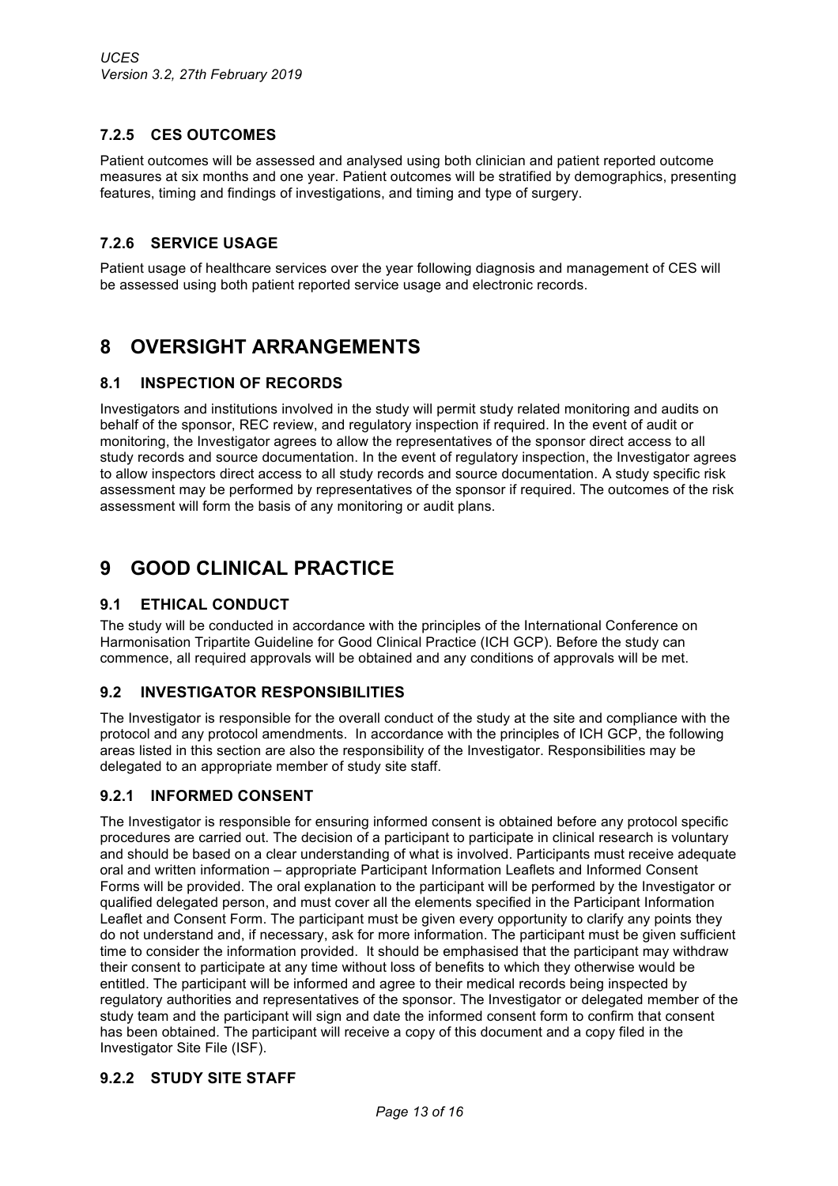### 7.2.5 CES OUTCOMES

Patient outcomes will be assessed and analysed using both clinician and patient reported outcome measures at six months and one year. Patient outcomes will be stratified by demographics, presenting features, timing and findings of investigations, and timing and type of surgery.

### 7.2.6 SERVICE USAGE

Patient usage of healthcare services over the year following diagnosis and management of CES will be assessed using both patient reported service usage and electronic records.

# 8 OVERSIGHT ARRANGEMENTS

## 8.1 INSPECTION OF RECORDS

Investigators and institutions involved in the study will permit study related monitoring and audits on behalf of the sponsor, REC review, and regulatory inspection if required. In the event of audit or monitoring, the Investigator agrees to allow the representatives of the sponsor direct access to all study records and source documentation. In the event of regulatory inspection, the Investigator agrees to allow inspectors direct access to all study records and source documentation. A study specific risk assessment may be performed by representatives of the sponsor if required. The outcomes of the risk assessment will form the basis of any monitoring or audit plans.

# 9 GOOD CLINICAL PRACTICE

## 9.1 ETHICAL CONDUCT

The study will be conducted in accordance with the principles of the International Conference on Harmonisation Tripartite Guideline for Good Clinical Practice (ICH GCP). Before the study can commence, all required approvals will be obtained and any conditions of approvals will be met.

## 9.2 INVESTIGATOR RESPONSIBILITIES

The Investigator is responsible for the overall conduct of the study at the site and compliance with the protocol and any protocol amendments. In accordance with the principles of ICH GCP, the following areas listed in this section are also the responsibility of the Investigator. Responsibilities may be delegated to an appropriate member of study site staff.

### 9.2.1 INFORMED CONSENT

The Investigator is responsible for ensuring informed consent is obtained before any protocol specific procedures are carried out. The decision of a participant to participate in clinical research is voluntary and should be based on a clear understanding of what is involved. Participants must receive adequate oral and written information – appropriate Participant Information Leaflets and Informed Consent Forms will be provided. The oral explanation to the participant will be performed by the Investigator or qualified delegated person, and must cover all the elements specified in the Participant Information Leaflet and Consent Form. The participant must be given every opportunity to clarify any points they do not understand and, if necessary, ask for more information. The participant must be given sufficient time to consider the information provided. It should be emphasised that the participant may withdraw their consent to participate at any time without loss of benefits to which they otherwise would be entitled. The participant will be informed and agree to their medical records being inspected by regulatory authorities and representatives of the sponsor. The Investigator or delegated member of the study team and the participant will sign and date the informed consent form to confirm that consent has been obtained. The participant will receive a copy of this document and a copy filed in the Investigator Site File (ISF).

### 9.2.2 STUDY SITE STAFF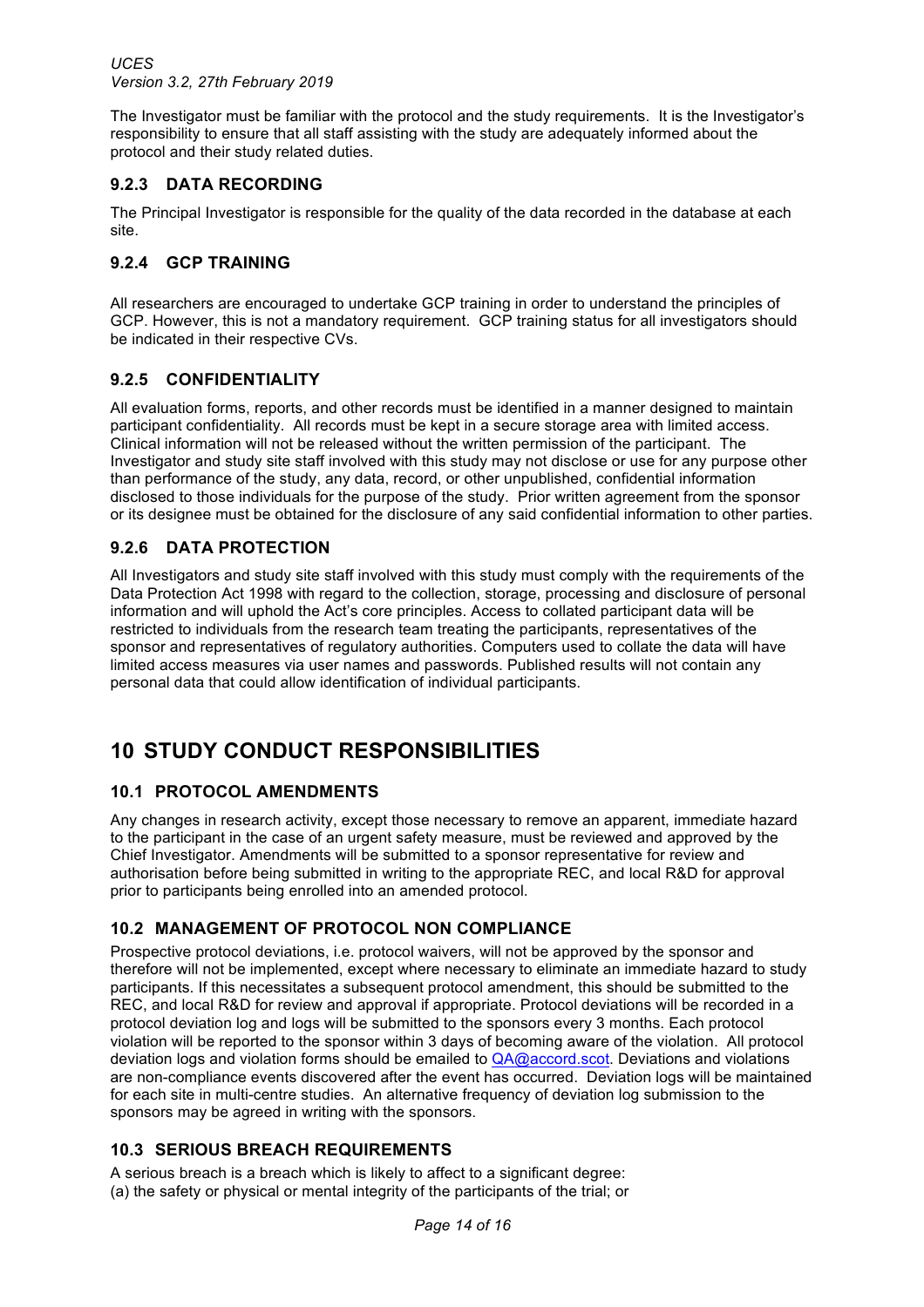The Investigator must be familiar with the protocol and the study requirements. It is the Investigator's responsibility to ensure that all staff assisting with the study are adequately informed about the protocol and their study related duties.

### 9.2.3 DATA RECORDING

The Principal Investigator is responsible for the quality of the data recorded in the database at each site.

### 9.2.4 GCP TRAINING

All researchers are encouraged to undertake GCP training in order to understand the principles of GCP. However, this is not a mandatory requirement. GCP training status for all investigators should be indicated in their respective CVs.

### 9.2.5 CONFIDENTIALITY

All evaluation forms, reports, and other records must be identified in a manner designed to maintain participant confidentiality. All records must be kept in a secure storage area with limited access. Clinical information will not be released without the written permission of the participant. The Investigator and study site staff involved with this study may not disclose or use for any purpose other than performance of the study, any data, record, or other unpublished, confidential information disclosed to those individuals for the purpose of the study. Prior written agreement from the sponsor or its designee must be obtained for the disclosure of any said confidential information to other parties.

### 9.2.6 DATA PROTECTION

All Investigators and study site staff involved with this study must comply with the requirements of the Data Protection Act 1998 with regard to the collection, storage, processing and disclosure of personal information and will uphold the Act's core principles. Access to collated participant data will be restricted to individuals from the research team treating the participants, representatives of the sponsor and representatives of regulatory authorities. Computers used to collate the data will have limited access measures via user names and passwords. Published results will not contain any personal data that could allow identification of individual participants.

# 10 STUDY CONDUCT RESPONSIBILITIES

## 10.1 PROTOCOL AMENDMENTS

Any changes in research activity, except those necessary to remove an apparent, immediate hazard to the participant in the case of an urgent safety measure, must be reviewed and approved by the Chief Investigator. Amendments will be submitted to a sponsor representative for review and authorisation before being submitted in writing to the appropriate REC, and local R&D for approval prior to participants being enrolled into an amended protocol.

## 10.2 MANAGEMENT OF PROTOCOL NON COMPLIANCE

Prospective protocol deviations, i.e. protocol waivers, will not be approved by the sponsor and therefore will not be implemented, except where necessary to eliminate an immediate hazard to study participants. If this necessitates a subsequent protocol amendment, this should be submitted to the REC, and local R&D for review and approval if appropriate. Protocol deviations will be recorded in a protocol deviation log and logs will be submitted to the sponsors every 3 months. Each protocol violation will be reported to the sponsor within 3 days of becoming aware of the violation. All protocol deviation logs and violation forms should be emailed to QA@accord.scot. Deviations and violations are non-compliance events discovered after the event has occurred. Deviation logs will be maintained for each site in multi-centre studies. An alternative frequency of deviation log submission to the sponsors may be agreed in writing with the sponsors.

## 10.3 SERIOUS BREACH REQUIREMENTS

A serious breach is a breach which is likely to affect to a significant degree:
(a) the safety or physical or mental integrity of the participants of the trial; or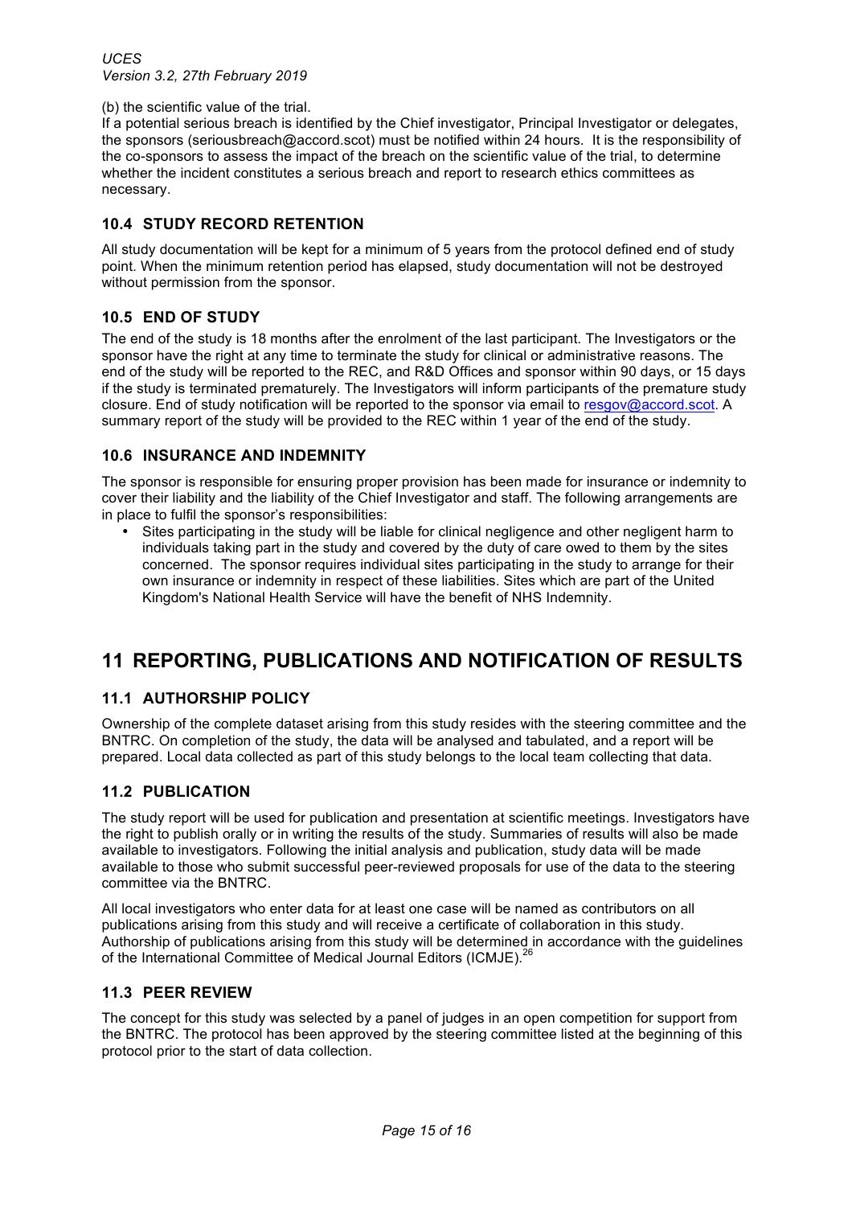(b) the scientific value of the trial.

If a potential serious breach is identified by the Chief investigator, Principal Investigator or delegates, the sponsors (seriousbreach@accord.scot) must be notified within 24 hours. It is the responsibility of the co-sponsors to assess the impact of the breach on the scientific value of the trial, to determine whether the incident constitutes a serious breach and report to research ethics committees as necessary.

### 10.4 STUDY RECORD RETENTION

All study documentation will be kept for a minimum of 5 years from the protocol defined end of study point. When the minimum retention period has elapsed, study documentation will not be destroyed without permission from the sponsor.

### 10.5 END OF STUDY

The end of the study is 18 months after the enrolment of the last participant. The Investigators or the sponsor have the right at any time to terminate the study for clinical or administrative reasons. The end of the study will be reported to the REC, and R&D Offices and sponsor within 90 days, or 15 days if the study is terminated prematurely. The Investigators will inform participants of the premature study closure. End of study notification will be reported to the sponsor via email to resgov@accord.scot. A summary report of the study will be provided to the REC within 1 year of the end of the study.

### 10.6 INSURANCE AND INDEMNITY

The sponsor is responsible for ensuring proper provision has been made for insurance or indemnity to cover their liability and the liability of the Chief Investigator and staff. The following arrangements are in place to fulfil the sponsor's responsibilities:

- Sites participating in the study will be liable for clinical negligence and other negligent harm to individuals taking part in the study and covered by the duty of care owed to them by the sites concerned. The sponsor requires individual sites participating in the study to arrange for their own insurance or indemnity in respect of these liabilities. Sites which are part of the United Kingdom's National Health Service will have the benefit of NHS Indemnity.

## 11 REPORTING, PUBLICATIONS AND NOTIFICATION OF RESULTS

### 11.1 AUTHORSHIP POLICY

Ownership of the complete dataset arising from this study resides with the steering committee and the BNTRC. On completion of the study, the data will be analysed and tabulated, and a report will be prepared. Local data collected as part of this study belongs to the local team collecting that data.

### 11.2 PUBLICATION

The study report will be used for publication and presentation at scientific meetings. Investigators have the right to publish orally or in writing the results of the study. Summaries of results will also be made available to investigators. Following the initial analysis and publication, study data will be made available to those who submit successful peer-reviewed proposals for use of the data to the steering committee via the BNTRC.

All local investigators who enter data for at least one case will be named as contributors on all publications arising from this study and will receive a certificate of collaboration in this study. Authorship of publications arising from this study will be determined in accordance with the guidelines of the International Committee of Medical Journal Editors (ICMJE).[26]

### 11.3 PEER REVIEW

The concept for this study was selected by a panel of judges in an open competition for support from the BNTRC. The protocol has been approved by the steering committee listed at the beginning of this protocol prior to the start of data collection.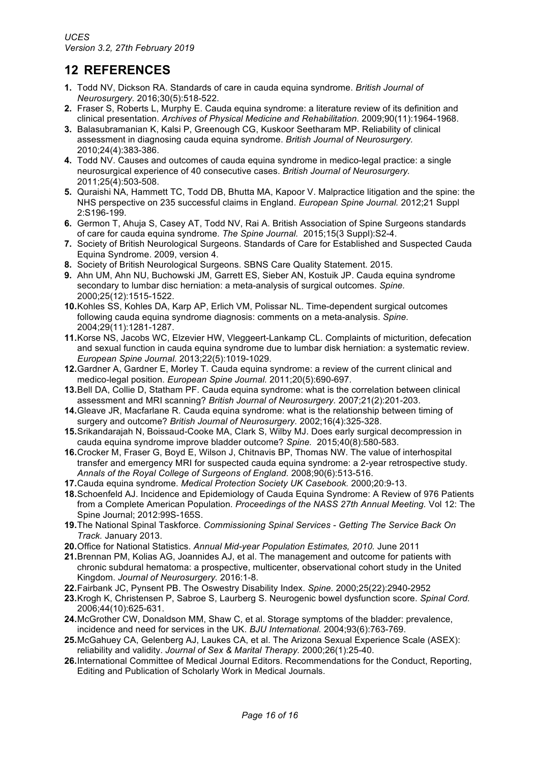## 12 REFERENCES

1. Todd NV, Dickson RA. Standards of care in cauda equina syndrome. *British Journal of Neurosurgery*. 2016;30(5):518-522.
2. Fraser S, Roberts L, Murphy E. Cauda equina syndrome: a literature review of its definition and clinical presentation. *Archives of Physical Medicine and Rehabilitation.* 2009;90(11):1964-1968.
3. Balasubramanian K, Kalsi P, Greenough CG, Kuskoor Seetharam MP. Reliability of clinical assessment in diagnosing cauda equina syndrome. *British Journal of Neurosurgery.* 2010;24(4):383-386.
4. Todd NV. Causes and outcomes of cauda equina syndrome in medico-legal practice: a single neurosurgical experience of 40 consecutive cases. *British Journal of Neurosurgery.* 2011;25(4):503-508.
5. Quraishi NA, Hammett TC, Todd DB, Bhutta MA, Kapoor V. Malpractice litigation and the spine: the NHS perspective on 235 successful claims in England. *European Spine Journal.* 2012;21 Suppl 2:S196-199.
6. Germon T, Ahuja S, Casey AT, Todd NV, Rai A. British Association of Spine Surgeons standards of care for cauda equina syndrome. *The Spine Journal.* 2015;15(3 Suppl):S2-4.
7. Society of British Neurological Surgeons. Standards of Care for Established and Suspected Cauda Equina Syndrome. 2009, version 4.
8. Society of British Neurological Surgeons. SBNS Care Quality Statement. 2015.
9. Ahn UM, Ahn NU, Buchowski JM, Garrett ES, Sieber AN, Kostuik JP. Cauda equina syndrome secondary to lumbar disc herniation: a meta-analysis of surgical outcomes. *Spine.* 2000;25(12):1515-1522.
10. Kohles SS, Kohles DA, Karp AP, Erlich VM, Polissar NL. Time-dependent surgical outcomes following cauda equina syndrome diagnosis: comments on a meta-analysis. *Spine.* 2004;29(11):1281-1287.
11. Korse NS, Jacobs WC, Elzevier HW, Vleggeert-Lankamp CL. Complaints of micturition, defecation and sexual function in cauda equina syndrome due to lumbar disk herniation: a systematic review. *European Spine Journal.* 2013;22(5):1019-1029.
12. Gardner A, Gardner E, Morley T. Cauda equina syndrome: a review of the current clinical and medico-legal position. *European Spine Journal.* 2011;20(5):690-697.
13. Bell DA, Collie D, Statham PF. Cauda equina syndrome: what is the correlation between clinical assessment and MRI scanning? *British Journal of Neurosurgery.* 2007;21(2):201-203.
14. Gleave JR, Macfarlane R. Cauda equina syndrome: what is the relationship between timing of surgery and outcome? *British Journal of Neurosurgery.* 2002;16(4):325-328.
15. Srikandarajah N, Boissaud-Cooke MA, Clark S, Wilby MJ. Does early surgical decompression in cauda equina syndrome improve bladder outcome? *Spine.* 2015;40(8):580-583.
16. Crocker M, Fraser G, Boyd E, Wilson J, Chitnavis BP, Thomas NW. The value of interhospital transfer and emergency MRI for suspected cauda equina syndrome: a 2-year retrospective study. *Annals of the Royal College of Surgeons of England.* 2008;90(6):513-516.
17. Cauda equina syndrome. *Medical Protection Society UK Casebook.* 2000;20:9-13.
18. Schoenfeld AJ. Incidence and Epidemiology of Cauda Equina Syndrome: A Review of 976 Patients from a Complete American Population. *Proceedings of the NASS 27th Annual Meeting.* Vol 12: The Spine Journal; 2012:99S-165S.
19. The National Spinal Taskforce. *Commissioning Spinal Services - Getting The Service Back On Track.* January 2013.
20. Office for National Statistics. *Annual Mid-year Population Estimates, 2010.* June 2011
21. Brennan PM, Kolias AG, Joannides AJ, et al. The management and outcome for patients with chronic subdural hematoma: a prospective, multicenter, observational cohort study in the United Kingdom. *Journal of Neurosurgery.* 2016:1-8.
22. Fairbank JC, Pynsent PB. The Oswestry Disability Index. *Spine.* 2000;25(22):2940-2952
23. Krogh K, Christensen P, Sabroe S, Laurberg S. Neurogenic bowel dysfunction score. *Spinal Cord.* 2006;44(10):625-631.
24. McGrother CW, Donaldson MM, Shaw C, et al. Storage symptoms of the bladder: prevalence, incidence and need for services in the UK. *BJU International.* 2004;93(6):763-769.
25. McGahuey CA, Gelenberg AJ, Laukes CA, et al. The Arizona Sexual Experience Scale (ASEX): reliability and validity. *Journal of Sex & Marital Therapy.* 2000;26(1):25-40.
26. International Committee of Medical Journal Editors. Recommendations for the Conduct, Reporting, Editing and Publication of Scholarly Work in Medical Journals.